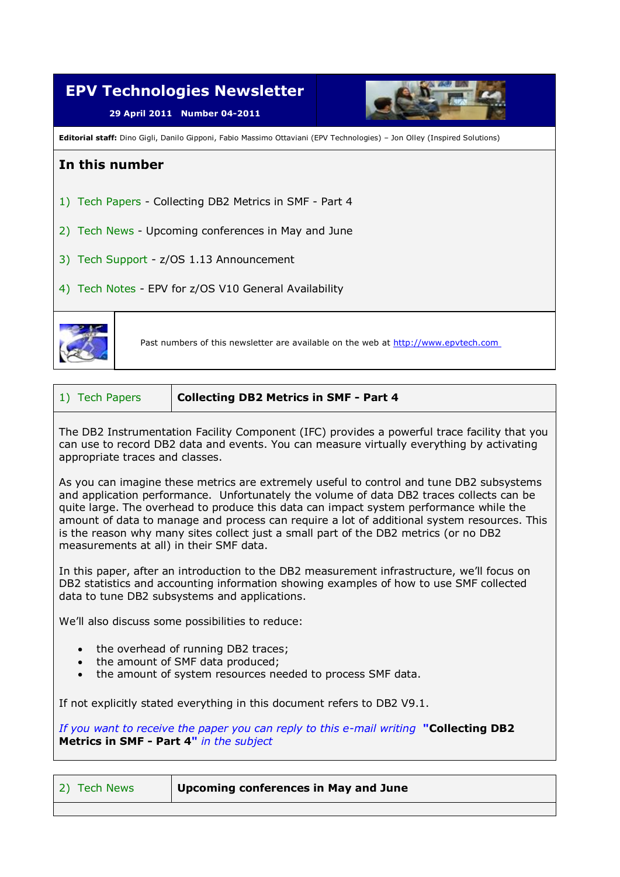# EPV Technologies Newsletter

**29 April 2011 Number 04-2011**

**Editorial staff:** Dino Gigli, Danilo Gipponi, Fabio Massimo Ottaviani (EPV Technologies) – Jon Olley (Inspired Solutions)

## In this number

1) Tech Papers - Collecting DB2 Metrics in SMF - Part 4

2) Tech News - Upcoming conferences in May and June

3) Tech Support - z/OS 1.13 Announcement

4) Tech Notes - EPV for z/OS V10 General Availability

Past numbers of this newsletter are available on the web at http://www.epvtech.com

## 1) Tech Papers — Collecting DB2 Metrics in SMF - Part 4

The DB2 Instrumentation Facility Component (IFC) provides a powerful trace facility that you can use to record DB2 data and events. You can measure virtually everything by activating appropriate traces and classes.

As you can imagine these metrics are extremely useful to control and tune DB2 subsystems and application performance. Unfortunately the volume of data DB2 traces collects can be quite large. The overhead to produce this data can impact system performance while the amount of data to manage and process can require a lot of additional system resources. This is the reason why many sites collect just a small part of the DB2 metrics (or no DB2 measurements at all) in their SMF data.

In this paper, after an introduction to the DB2 measurement infrastructure, we'll focus on DB2 statistics and accounting information showing examples of how to use SMF collected data to tune DB2 subsystems and applications.

We'll also discuss some possibilities to reduce:

- the overhead of running DB2 traces;
- the amount of SMF data produced;
- the amount of system resources needed to process SMF data.

If not explicitly stated everything in this document refers to DB2 V9.1.

*If you want to receive the paper you can reply to this e-mail writing* **"Collecting DB2 Metrics in SMF - Part 4"** *in the subject*

## 2) Tech News — Upcoming conferences in May and June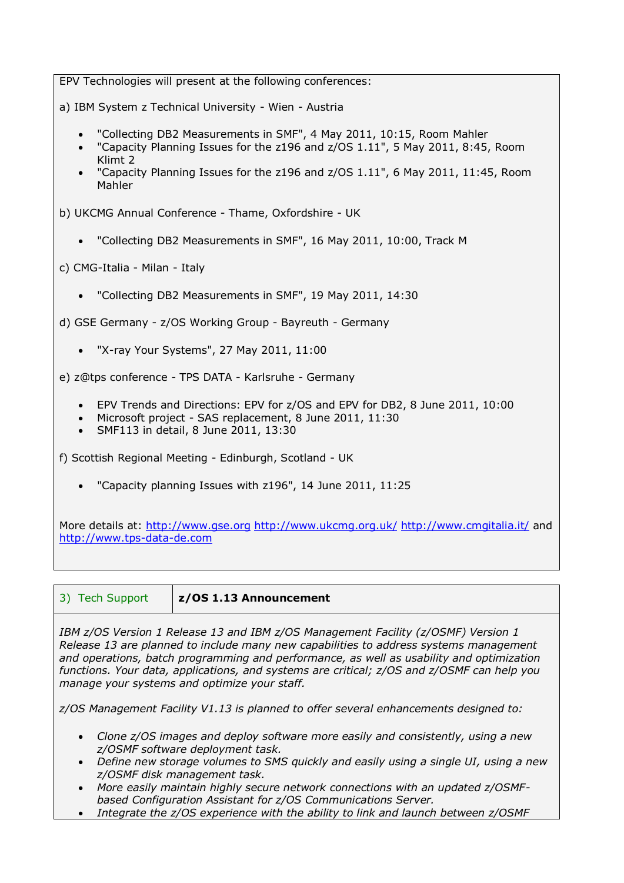EPV Technologies will present at the following conferences:

a) IBM System z Technical University - Wien - Austria

- "Collecting DB2 Measurements in SMF", 4 May 2011, 10:15, Room Mahler
- "Capacity Planning Issues for the z196 and z/OS 1.11", 5 May 2011, 8:45, Room Klimt 2
- "Capacity Planning Issues for the z196 and z/OS 1.11", 6 May 2011, 11:45, Room Mahler

b) UKCMG Annual Conference - Thame, Oxfordshire - UK

- "Collecting DB2 Measurements in SMF", 16 May 2011, 10:00, Track M

c) CMG-Italia - Milan - Italy

- "Collecting DB2 Measurements in SMF", 19 May 2011, 14:30

d) GSE Germany - z/OS Working Group - Bayreuth - Germany

- "X-ray Your Systems", 27 May 2011, 11:00

e) z@tps conference - TPS DATA - Karlsruhe - Germany

- EPV Trends and Directions: EPV for z/OS and EPV for DB2, 8 June 2011, 10:00
- Microsoft project - SAS replacement, 8 June 2011, 11:30
- SMF113 in detail, 8 June 2011, 13:30

f) Scottish Regional Meeting - Edinburgh, Scotland - UK

- "Capacity planning Issues with z196", 14 June 2011, 11:25

More details at: http://www.gse.org http://www.ukcmg.org.uk/ http://www.cmgitalia.it/ and http://www.tps-data-de.com

| 3) Tech Support | **z/OS 1.13 Announcement** |
|---|---|

*IBM z/OS Version 1 Release 13 and IBM z/OS Management Facility (z/OSMF) Version 1 Release 13 are planned to include many new capabilities to address systems management and operations, batch programming and performance, as well as usability and optimization functions. Your data, applications, and systems are critical; z/OS and z/OSMF can help you manage your systems and optimize your staff.*

*z/OS Management Facility V1.13 is planned to offer several enhancements designed to:*

- *Clone z/OS images and deploy software more easily and consistently, using a new z/OSMF software deployment task.*
- *Define new storage volumes to SMS quickly and easily using a single UI, using a new z/OSMF disk management task.*
- *More easily maintain highly secure network connections with an updated z/OSMF-based Configuration Assistant for z/OS Communications Server.*
- *Integrate the z/OS experience with the ability to link and launch between z/OSMF*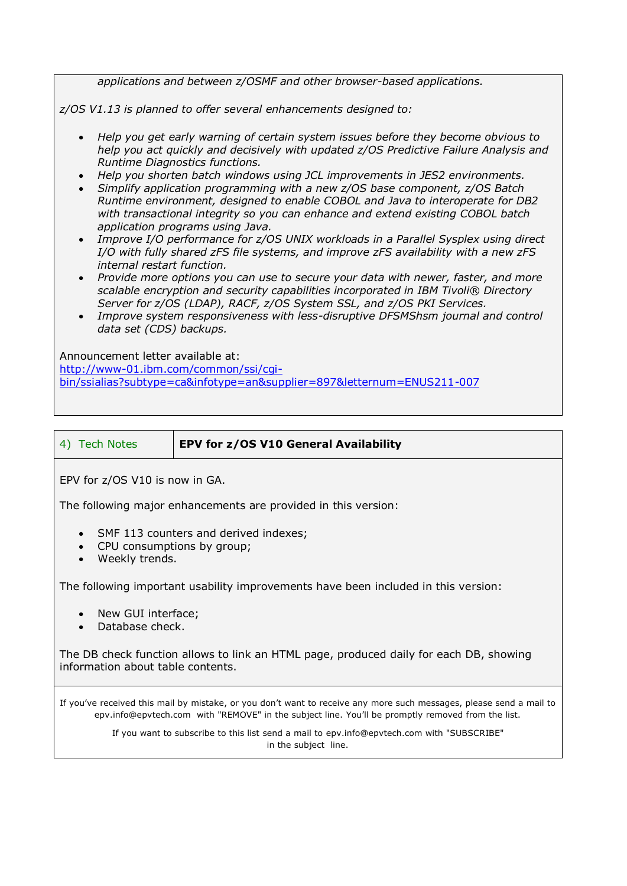*applications and between z/OSMF and other browser-based applications.*

*z/OS V1.13 is planned to offer several enhancements designed to:*

- *Help you get early warning of certain system issues before they become obvious to help you act quickly and decisively with updated z/OS Predictive Failure Analysis and Runtime Diagnostics functions.*
- *Help you shorten batch windows using JCL improvements in JES2 environments.*
- *Simplify application programming with a new z/OS base component, z/OS Batch Runtime environment, designed to enable COBOL and Java to interoperate for DB2 with transactional integrity so you can enhance and extend existing COBOL batch application programs using Java.*
- *Improve I/O performance for z/OS UNIX workloads in a Parallel Sysplex using direct I/O with fully shared zFS file systems, and improve zFS availability with a new zFS internal restart function.*
- *Provide more options you can use to secure your data with newer, faster, and more scalable encryption and security capabilities incorporated in IBM Tivoli® Directory Server for z/OS (LDAP), RACF, z/OS System SSL, and z/OS PKI Services.*
- *Improve system responsiveness with less-disruptive DFSMShsm journal and control data set (CDS) backups.*

Announcement letter available at:
[http://www-01.ibm.com/common/ssi/cgi-bin/ssialias?subtype=ca&infotype=an&supplier=897&letternum=ENUS211-007](http://www-01.ibm.com/common/ssi/cgi-bin/ssialias?subtype=ca&infotype=an&supplier=897&letternum=ENUS211-007)

## 4) Tech Notes — **EPV for z/OS V10 General Availability**

EPV for z/OS V10 is now in GA.

The following major enhancements are provided in this version:

- SMF 113 counters and derived indexes;
- CPU consumptions by group;
- Weekly trends.

The following important usability improvements have been included in this version:

- New GUI interface;
- Database check.

The DB check function allows to link an HTML page, produced daily for each DB, showing information about table contents.

If you've received this mail by mistake, or you don't want to receive any more such messages, please send a mail to epv.info@epvtech.com with "REMOVE" in the subject line. You'll be promptly removed from the list.

If you want to subscribe to this list send a mail to epv.info@epvtech.com with "SUBSCRIBE" in the subject line.